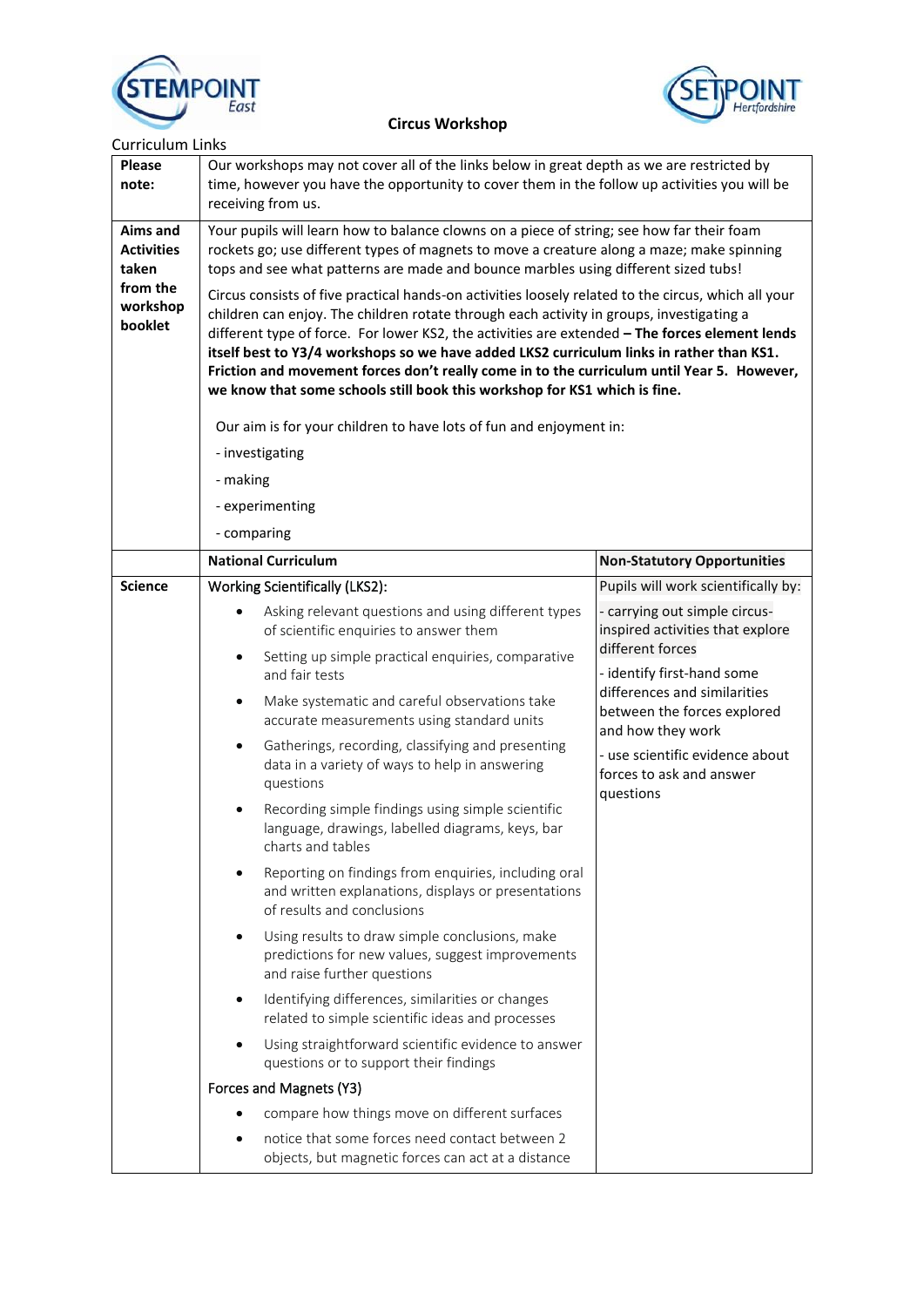# Circus Workshop

Curriculum Links

| | | |
|---|---|---|
| **Please note:** | Our workshops may not cover all of the links below in great depth as we are restricted by time, however you have the opportunity to cover them in the follow up activities you will be receiving from us. | |
| **Aims and Activities taken from the workshop booklet** | Your pupils will learn how to balance clowns on a piece of string; see how far their foam rockets go; use different types of magnets to move a creature along a maze; make spinning tops and see what patterns are made and bounce marbles using different sized tubs!<br><br>Circus consists of five practical hands-on activities loosely related to the circus, which all your children can enjoy. The children rotate through each activity in groups, investigating a different type of force. For lower KS2, the activities are extended **– The forces element lends itself best to Y3/4 workshops so we have added LKS2 curriculum links in rather than KS1. Friction and movement forces don't really come in to the curriculum until Year 5. However, we know that some schools still book this workshop for KS1 which is fine.**<br><br>Our aim is for your children to have lots of fun and enjoyment in:<br>- investigating<br>- making<br>- experimenting<br>- comparing | |
| | **National Curriculum** | **Non-Statutory Opportunities** |
| **Science** | Working Scientifically (LKS2):<br>• Asking relevant questions and using different types of scientific enquiries to answer them<br>• Setting up simple practical enquiries, comparative and fair tests<br>• Make systematic and careful observations take accurate measurements using standard units<br>• Gatherings, recording, classifying and presenting data in a variety of ways to help in answering questions<br>• Recording simple findings using simple scientific language, drawings, labelled diagrams, keys, bar charts and tables<br>• Reporting on findings from enquiries, including oral and written explanations, displays or presentations of results and conclusions<br>• Using results to draw simple conclusions, make predictions for new values, suggest improvements and raise further questions<br>• Identifying differences, similarities or changes related to simple scientific ideas and processes<br>• Using straightforward scientific evidence to answer questions or to support their findings<br><br>Forces and Magnets (Y3)<br>• compare how things move on different surfaces<br>• notice that some forces need contact between 2 objects, but magnetic forces can act at a distance | Pupils will work scientifically by:<br>- carrying out simple circus-inspired activities that explore different forces<br>- identify first-hand some differences and similarities between the forces explored and how they work<br>- use scientific evidence about forces to ask and answer questions |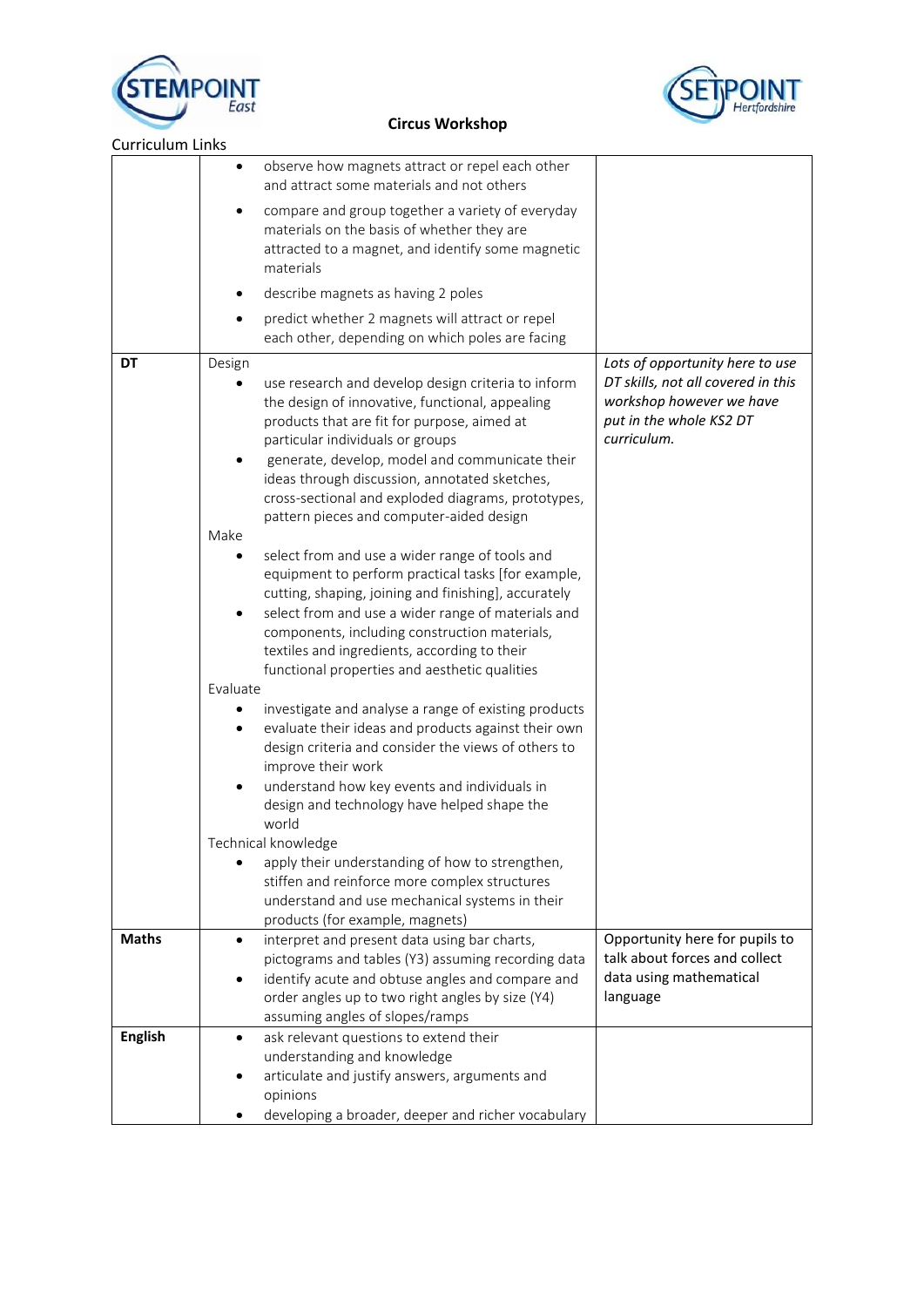**Circus Workshop**

Curriculum Links

| | | |
|---|---|---|
| | • observe how magnets attract or repel each other and attract some materials and not others<br>• compare and group together a variety of everyday materials on the basis of whether they are attracted to a magnet, and identify some magnetic materials<br>• describe magnets as having 2 poles<br>• predict whether 2 magnets will attract or repel each other, depending on which poles are facing | |
| **DT** | Design<br>• use research and develop design criteria to inform the design of innovative, functional, appealing products that are fit for purpose, aimed at particular individuals or groups<br>• generate, develop, model and communicate their ideas through discussion, annotated sketches, cross-sectional and exploded diagrams, prototypes, pattern pieces and computer-aided design<br>Make<br>• select from and use a wider range of tools and equipment to perform practical tasks [for example, cutting, shaping, joining and finishing], accurately<br>• select from and use a wider range of materials and components, including construction materials, textiles and ingredients, according to their functional properties and aesthetic qualities<br>Evaluate<br>• investigate and analyse a range of existing products<br>• evaluate their ideas and products against their own design criteria and consider the views of others to improve their work<br>• understand how key events and individuals in design and technology have helped shape the world<br>Technical knowledge<br>• apply their understanding of how to strengthen, stiffen and reinforce more complex structures understand and use mechanical systems in their products (for example, magnets) | *Lots of opportunity here to use DT skills, not all covered in this workshop however we have put in the whole KS2 DT curriculum.* |
| **Maths** | • interpret and present data using bar charts, pictograms and tables (Y3) assuming recording data<br>• identify acute and obtuse angles and compare and order angles up to two right angles by size (Y4) assuming angles of slopes/ramps | Opportunity here for pupils to talk about forces and collect data using mathematical language |
| **English** | • ask relevant questions to extend their understanding and knowledge<br>• articulate and justify answers, arguments and opinions<br>• developing a broader, deeper and richer vocabulary | |